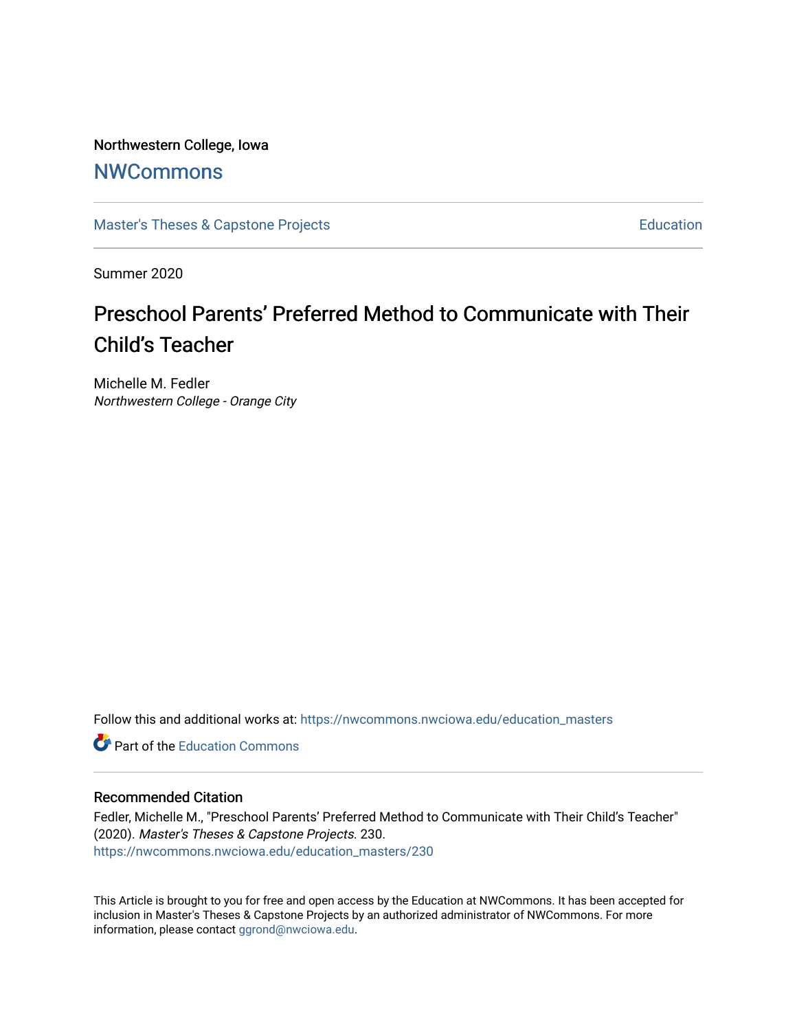Northwestern College, Iowa

NWCommons

Master's Theses & Capstone Projects | Education

Summer 2020

# Preschool Parents' Preferred Method to Communicate with Their Child's Teacher

Michelle M. Fedler
*Northwestern College - Orange City*

Follow this and additional works at: https://nwcommons.nwciowa.edu/education_masters

Part of the Education Commons

## Recommended Citation

Fedler, Michelle M., "Preschool Parents' Preferred Method to Communicate with Their Child's Teacher" (2020). *Master's Theses & Capstone Projects*. 230.
https://nwcommons.nwciowa.edu/education_masters/230

This Article is brought to you for free and open access by the Education at NWCommons. It has been accepted for inclusion in Master's Theses & Capstone Projects by an authorized administrator of NWCommons. For more information, please contact ggrond@nwciowa.edu.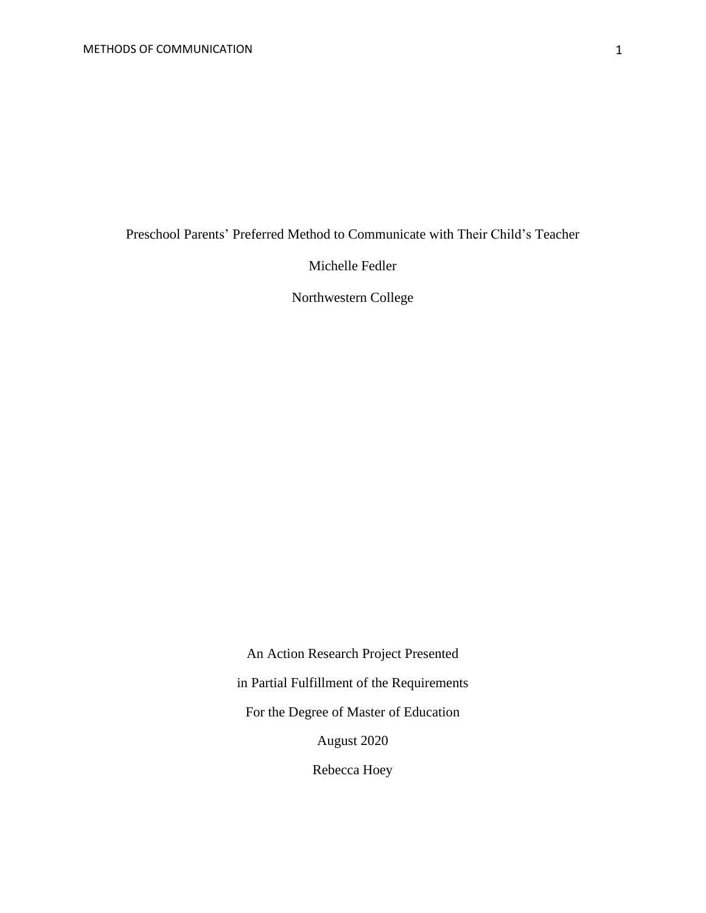Preschool Parents' Preferred Method to Communicate with Their Child's Teacher

Michelle Fedler

Northwestern College

An Action Research Project Presented

in Partial Fulfillment of the Requirements

For the Degree of Master of Education

August 2020

Rebecca Hoey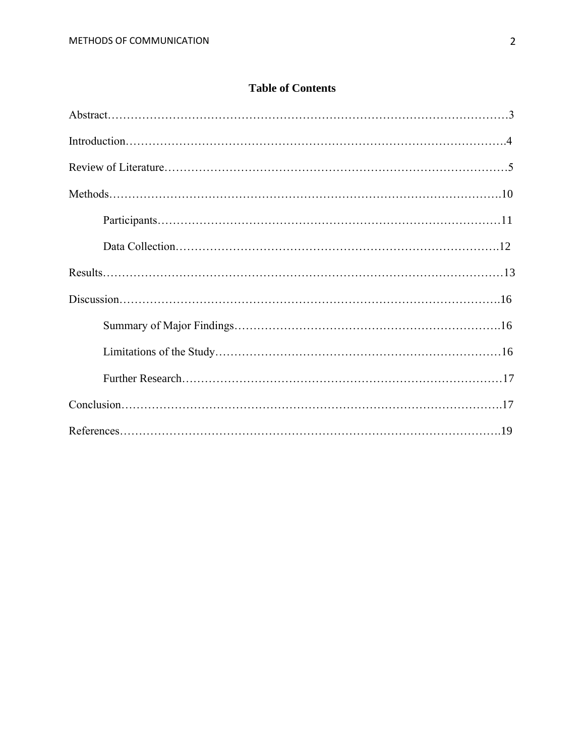# Table of Contents

Abstract……………………………………………………………………………………………3

Introduction………………………………………………………………………………………4

Review of Literature………………………………………………………………………………5

Methods…………………………………………………………………………………………10

- Participants……………………………………………………………………………11
- Data Collection………………………………………………………………………12

Results……………………………………………………………………………………………13

Discussion………………………………………………………………………………………16

- Summary of Major Findings…………………………………………………………16
- Limitations of the Study………………………………………………………………16
- Further Research………………………………………………………………………17

Conclusion………………………………………………………………………………………17

References………………………………………………………………………………………19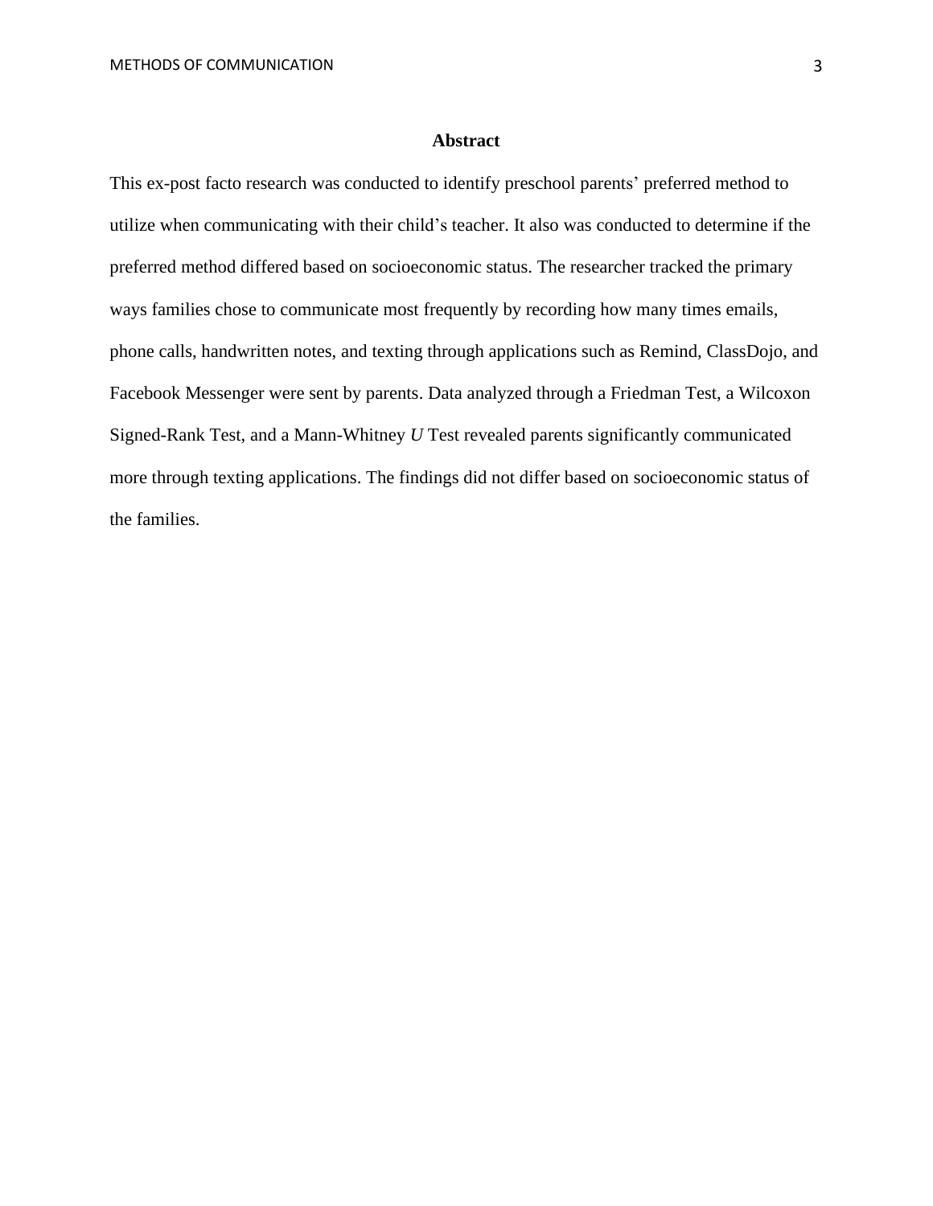## Abstract

This ex-post facto research was conducted to identify preschool parents' preferred method to utilize when communicating with their child's teacher. It also was conducted to determine if the preferred method differed based on socioeconomic status. The researcher tracked the primary ways families chose to communicate most frequently by recording how many times emails, phone calls, handwritten notes, and texting through applications such as Remind, ClassDojo, and Facebook Messenger were sent by parents. Data analyzed through a Friedman Test, a Wilcoxon Signed-Rank Test, and a Mann-Whitney *U* Test revealed parents significantly communicated more through texting applications. The findings did not differ based on socioeconomic status of the families.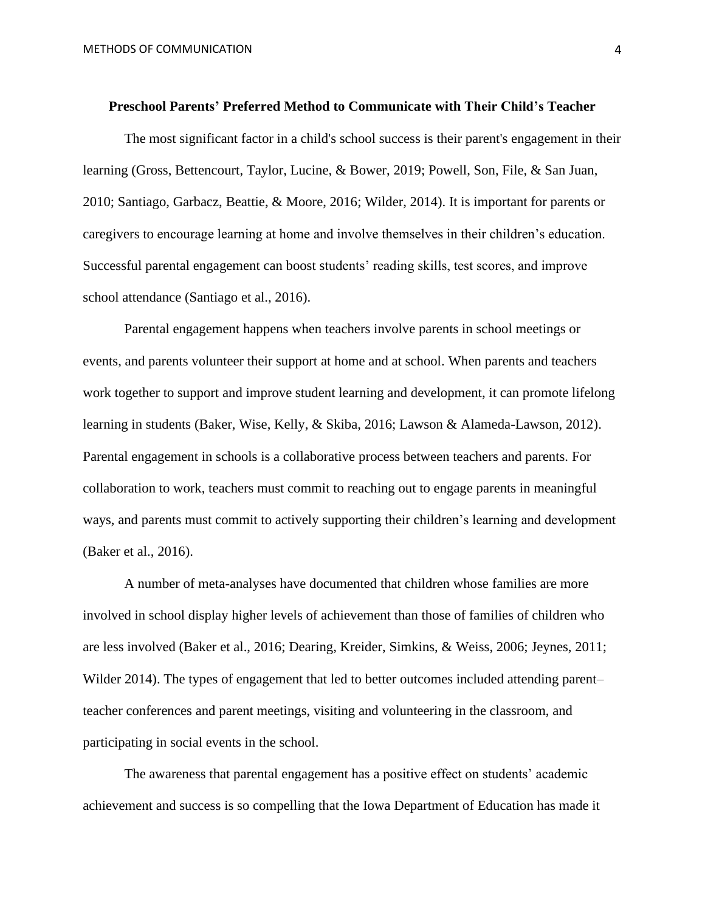## Preschool Parents' Preferred Method to Communicate with Their Child's Teacher

The most significant factor in a child's school success is their parent's engagement in their learning (Gross, Bettencourt, Taylor, Lucine, & Bower, 2019; Powell, Son, File, & San Juan, 2010; Santiago, Garbacz, Beattie, & Moore, 2016; Wilder, 2014). It is important for parents or caregivers to encourage learning at home and involve themselves in their children's education. Successful parental engagement can boost students' reading skills, test scores, and improve school attendance (Santiago et al., 2016).

Parental engagement happens when teachers involve parents in school meetings or events, and parents volunteer their support at home and at school. When parents and teachers work together to support and improve student learning and development, it can promote lifelong learning in students (Baker, Wise, Kelly, & Skiba, 2016; Lawson & Alameda-Lawson, 2012). Parental engagement in schools is a collaborative process between teachers and parents. For collaboration to work, teachers must commit to reaching out to engage parents in meaningful ways, and parents must commit to actively supporting their children's learning and development (Baker et al., 2016).

A number of meta-analyses have documented that children whose families are more involved in school display higher levels of achievement than those of families of children who are less involved (Baker et al., 2016; Dearing, Kreider, Simkins, & Weiss, 2006; Jeynes, 2011; Wilder 2014). The types of engagement that led to better outcomes included attending parent–teacher conferences and parent meetings, visiting and volunteering in the classroom, and participating in social events in the school.

The awareness that parental engagement has a positive effect on students' academic achievement and success is so compelling that the Iowa Department of Education has made it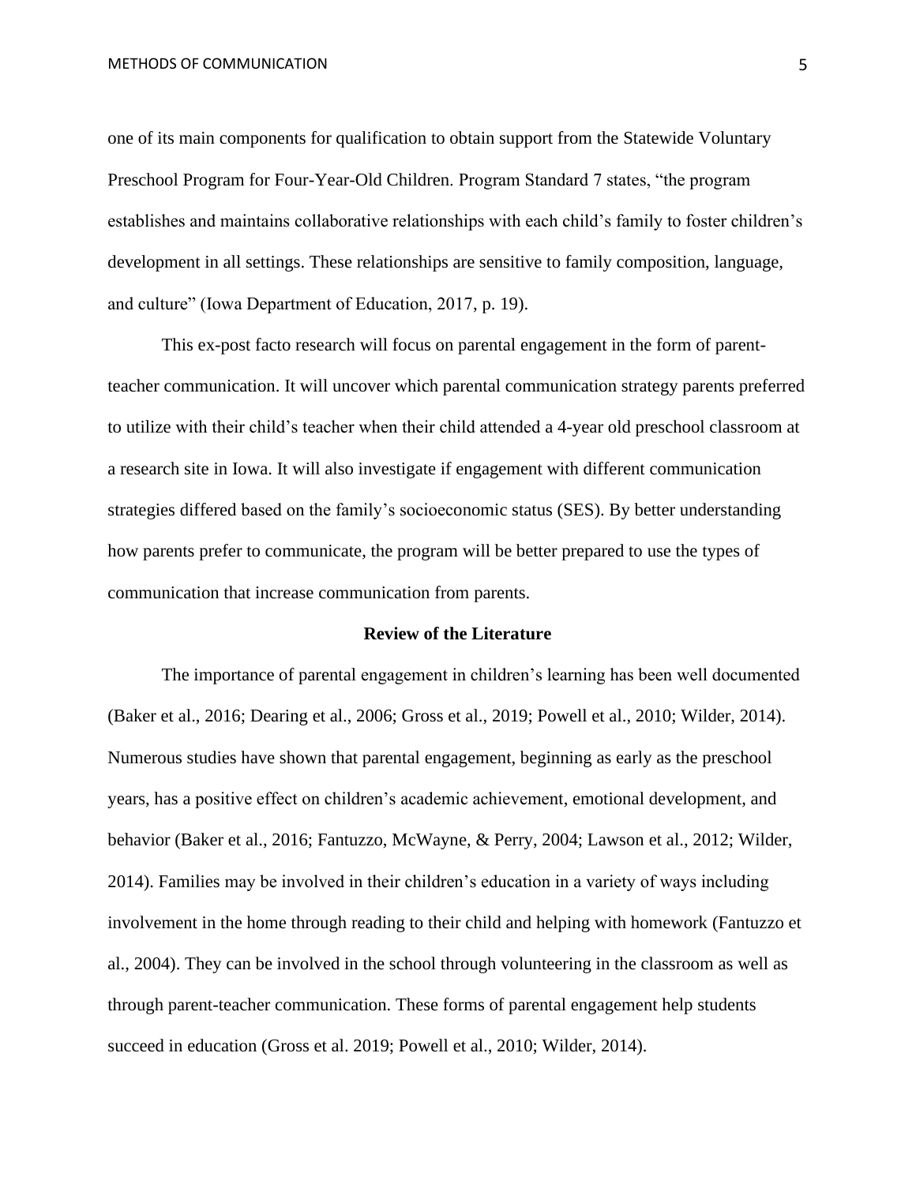one of its main components for qualification to obtain support from the Statewide Voluntary Preschool Program for Four-Year-Old Children. Program Standard 7 states, "the program establishes and maintains collaborative relationships with each child's family to foster children's development in all settings. These relationships are sensitive to family composition, language, and culture" (Iowa Department of Education, 2017, p. 19).

This ex-post facto research will focus on parental engagement in the form of parent-teacher communication. It will uncover which parental communication strategy parents preferred to utilize with their child's teacher when their child attended a 4-year old preschool classroom at a research site in Iowa. It will also investigate if engagement with different communication strategies differed based on the family's socioeconomic status (SES). By better understanding how parents prefer to communicate, the program will be better prepared to use the types of communication that increase communication from parents.

## Review of the Literature

The importance of parental engagement in children's learning has been well documented (Baker et al., 2016; Dearing et al., 2006; Gross et al., 2019; Powell et al., 2010; Wilder, 2014). Numerous studies have shown that parental engagement, beginning as early as the preschool years, has a positive effect on children's academic achievement, emotional development, and behavior (Baker et al., 2016; Fantuzzo, McWayne, & Perry, 2004; Lawson et al., 2012; Wilder, 2014). Families may be involved in their children's education in a variety of ways including involvement in the home through reading to their child and helping with homework (Fantuzzo et al., 2004). They can be involved in the school through volunteering in the classroom as well as through parent-teacher communication. These forms of parental engagement help students succeed in education (Gross et al. 2019; Powell et al., 2010; Wilder, 2014).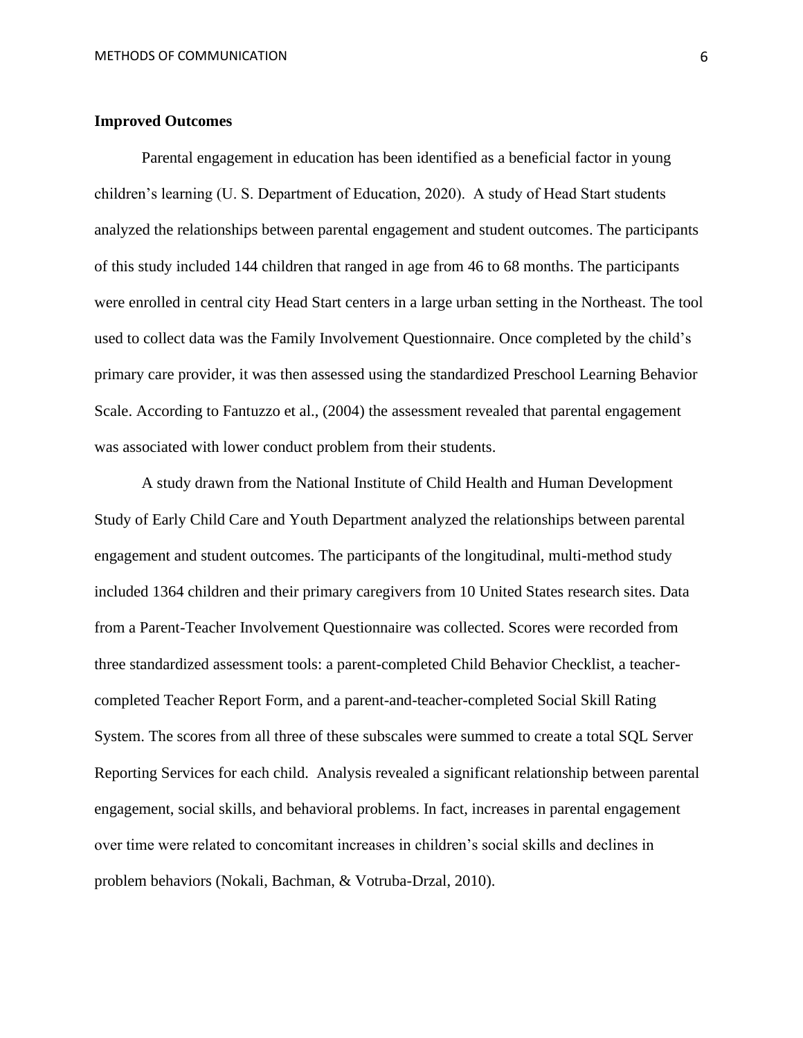**Improved Outcomes**

Parental engagement in education has been identified as a beneficial factor in young children's learning (U. S. Department of Education, 2020). A study of Head Start students analyzed the relationships between parental engagement and student outcomes. The participants of this study included 144 children that ranged in age from 46 to 68 months. The participants were enrolled in central city Head Start centers in a large urban setting in the Northeast. The tool used to collect data was the Family Involvement Questionnaire. Once completed by the child's primary care provider, it was then assessed using the standardized Preschool Learning Behavior Scale. According to Fantuzzo et al., (2004) the assessment revealed that parental engagement was associated with lower conduct problem from their students.

A study drawn from the National Institute of Child Health and Human Development Study of Early Child Care and Youth Department analyzed the relationships between parental engagement and student outcomes. The participants of the longitudinal, multi-method study included 1364 children and their primary caregivers from 10 United States research sites. Data from a Parent-Teacher Involvement Questionnaire was collected. Scores were recorded from three standardized assessment tools: a parent-completed Child Behavior Checklist, a teacher-completed Teacher Report Form, and a parent-and-teacher-completed Social Skill Rating System. The scores from all three of these subscales were summed to create a total SQL Server Reporting Services for each child. Analysis revealed a significant relationship between parental engagement, social skills, and behavioral problems. In fact, increases in parental engagement over time were related to concomitant increases in children's social skills and declines in problem behaviors (Nokali, Bachman, & Votruba-Drzal, 2010).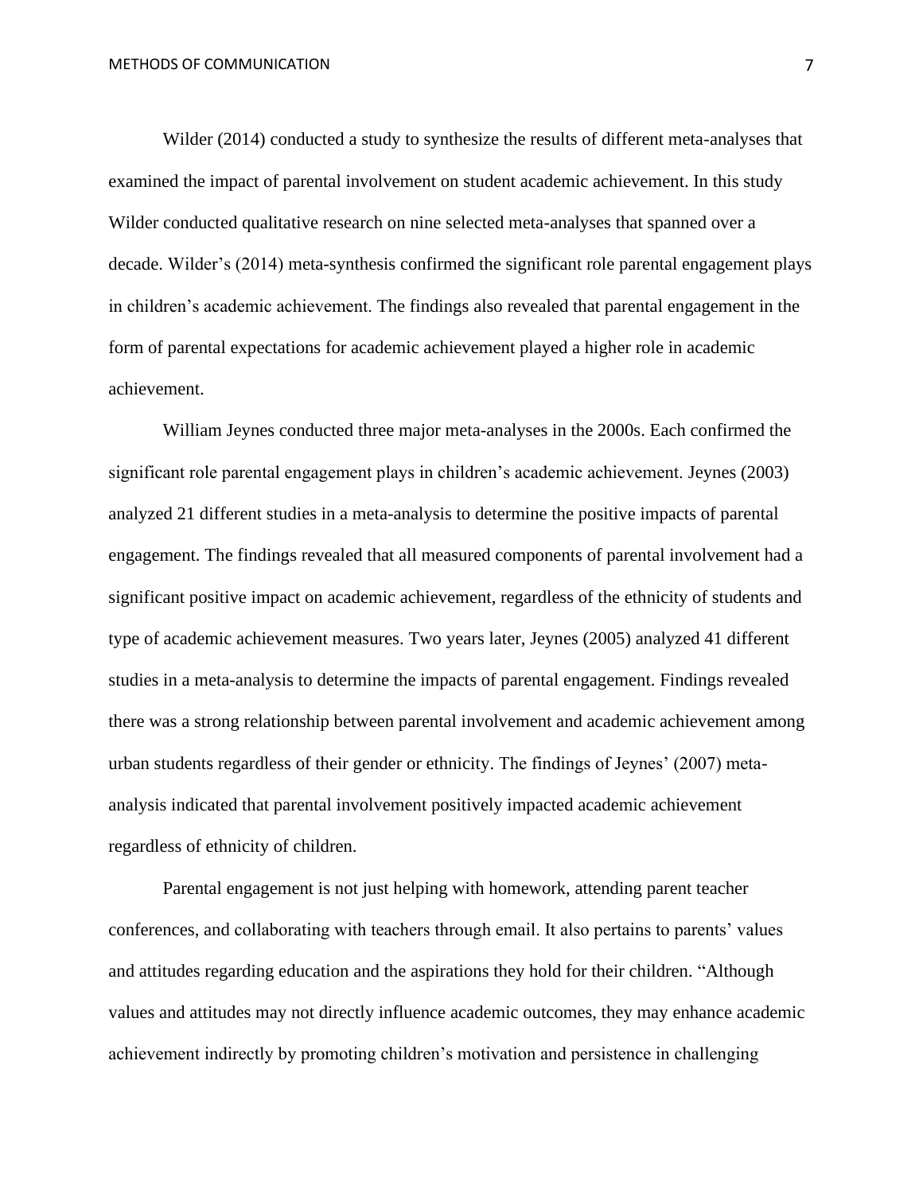Wilder (2014) conducted a study to synthesize the results of different meta-analyses that examined the impact of parental involvement on student academic achievement. In this study Wilder conducted qualitative research on nine selected meta-analyses that spanned over a decade. Wilder's (2014) meta-synthesis confirmed the significant role parental engagement plays in children's academic achievement. The findings also revealed that parental engagement in the form of parental expectations for academic achievement played a higher role in academic achievement.

William Jeynes conducted three major meta-analyses in the 2000s. Each confirmed the significant role parental engagement plays in children's academic achievement. Jeynes (2003) analyzed 21 different studies in a meta-analysis to determine the positive impacts of parental engagement. The findings revealed that all measured components of parental involvement had a significant positive impact on academic achievement, regardless of the ethnicity of students and type of academic achievement measures. Two years later, Jeynes (2005) analyzed 41 different studies in a meta-analysis to determine the impacts of parental engagement. Findings revealed there was a strong relationship between parental involvement and academic achievement among urban students regardless of their gender or ethnicity. The findings of Jeynes' (2007) meta-analysis indicated that parental involvement positively impacted academic achievement regardless of ethnicity of children.

Parental engagement is not just helping with homework, attending parent teacher conferences, and collaborating with teachers through email. It also pertains to parents' values and attitudes regarding education and the aspirations they hold for their children. "Although values and attitudes may not directly influence academic outcomes, they may enhance academic achievement indirectly by promoting children's motivation and persistence in challenging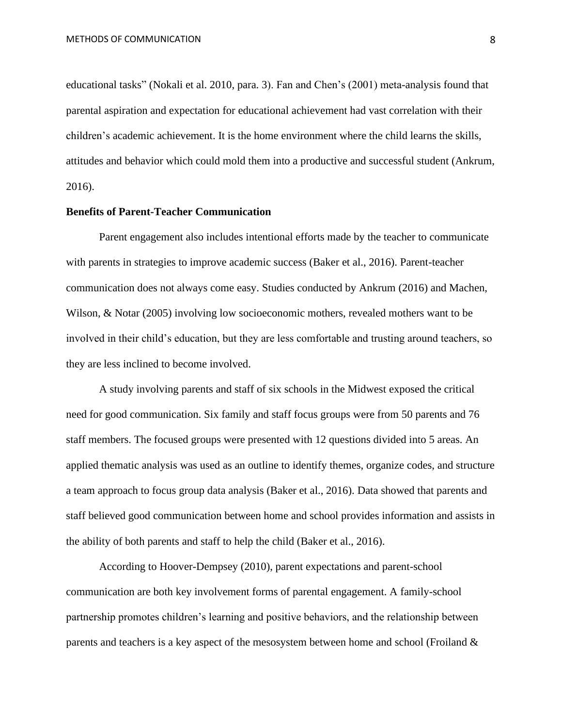educational tasks" (Nokali et al. 2010, para. 3). Fan and Chen's (2001) meta-analysis found that parental aspiration and expectation for educational achievement had vast correlation with their children's academic achievement. It is the home environment where the child learns the skills, attitudes and behavior which could mold them into a productive and successful student (Ankrum, 2016).

**Benefits of Parent-Teacher Communication**

Parent engagement also includes intentional efforts made by the teacher to communicate with parents in strategies to improve academic success (Baker et al., 2016). Parent-teacher communication does not always come easy. Studies conducted by Ankrum (2016) and Machen, Wilson, & Notar (2005) involving low socioeconomic mothers, revealed mothers want to be involved in their child's education, but they are less comfortable and trusting around teachers, so they are less inclined to become involved.

A study involving parents and staff of six schools in the Midwest exposed the critical need for good communication. Six family and staff focus groups were from 50 parents and 76 staff members. The focused groups were presented with 12 questions divided into 5 areas. An applied thematic analysis was used as an outline to identify themes, organize codes, and structure a team approach to focus group data analysis (Baker et al., 2016). Data showed that parents and staff believed good communication between home and school provides information and assists in the ability of both parents and staff to help the child (Baker et al., 2016).

According to Hoover-Dempsey (2010), parent expectations and parent-school communication are both key involvement forms of parental engagement. A family-school partnership promotes children's learning and positive behaviors, and the relationship between parents and teachers is a key aspect of the mesosystem between home and school (Froiland &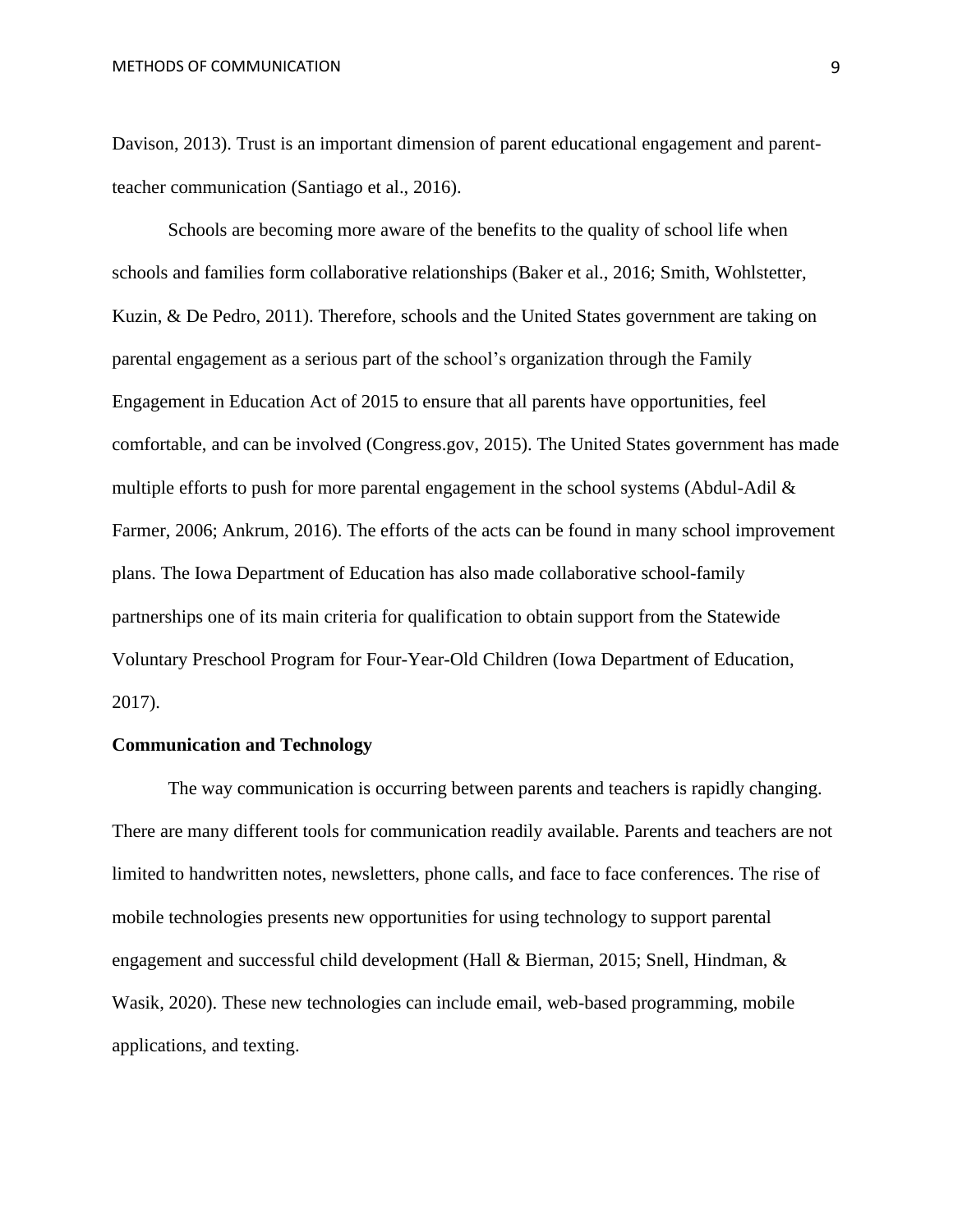Davison, 2013). Trust is an important dimension of parent educational engagement and parent-teacher communication (Santiago et al., 2016).

Schools are becoming more aware of the benefits to the quality of school life when schools and families form collaborative relationships (Baker et al., 2016; Smith, Wohlstetter, Kuzin, & De Pedro, 2011). Therefore, schools and the United States government are taking on parental engagement as a serious part of the school's organization through the Family Engagement in Education Act of 2015 to ensure that all parents have opportunities, feel comfortable, and can be involved (Congress.gov, 2015). The United States government has made multiple efforts to push for more parental engagement in the school systems (Abdul-Adil & Farmer, 2006; Ankrum, 2016). The efforts of the acts can be found in many school improvement plans. The Iowa Department of Education has also made collaborative school-family partnerships one of its main criteria for qualification to obtain support from the Statewide Voluntary Preschool Program for Four-Year-Old Children (Iowa Department of Education, 2017).

## Communication and Technology

The way communication is occurring between parents and teachers is rapidly changing. There are many different tools for communication readily available. Parents and teachers are not limited to handwritten notes, newsletters, phone calls, and face to face conferences. The rise of mobile technologies presents new opportunities for using technology to support parental engagement and successful child development (Hall & Bierman, 2015; Snell, Hindman, & Wasik, 2020). These new technologies can include email, web-based programming, mobile applications, and texting.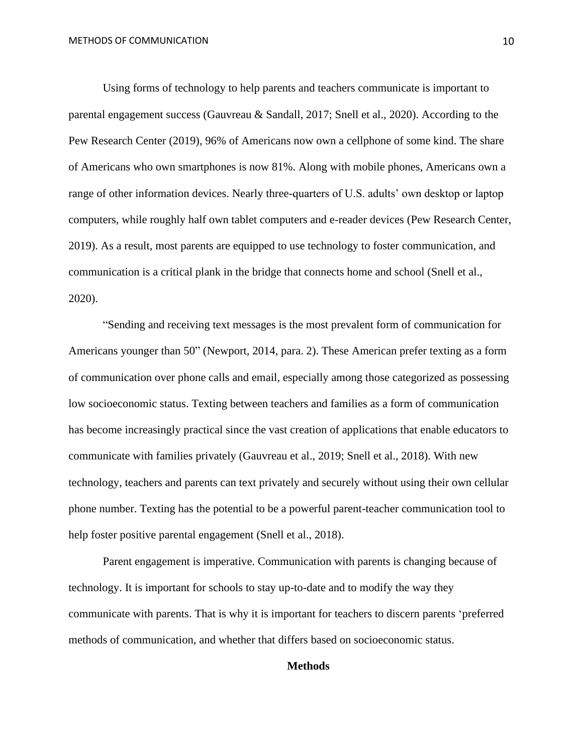Using forms of technology to help parents and teachers communicate is important to parental engagement success (Gauvreau & Sandall, 2017; Snell et al., 2020). According to the Pew Research Center (2019), 96% of Americans now own a cellphone of some kind. The share of Americans who own smartphones is now 81%. Along with mobile phones, Americans own a range of other information devices. Nearly three-quarters of U.S. adults' own desktop or laptop computers, while roughly half own tablet computers and e-reader devices (Pew Research Center, 2019). As a result, most parents are equipped to use technology to foster communication, and communication is a critical plank in the bridge that connects home and school (Snell et al., 2020).

"Sending and receiving text messages is the most prevalent form of communication for Americans younger than 50" (Newport, 2014, para. 2). These American prefer texting as a form of communication over phone calls and email, especially among those categorized as possessing low socioeconomic status. Texting between teachers and families as a form of communication has become increasingly practical since the vast creation of applications that enable educators to communicate with families privately (Gauvreau et al., 2019; Snell et al., 2018). With new technology, teachers and parents can text privately and securely without using their own cellular phone number. Texting has the potential to be a powerful parent-teacher communication tool to help foster positive parental engagement (Snell et al., 2018).

Parent engagement is imperative. Communication with parents is changing because of technology. It is important for schools to stay up-to-date and to modify the way they communicate with parents. That is why it is important for teachers to discern parents 'preferred methods of communication, and whether that differs based on socioeconomic status.

## Methods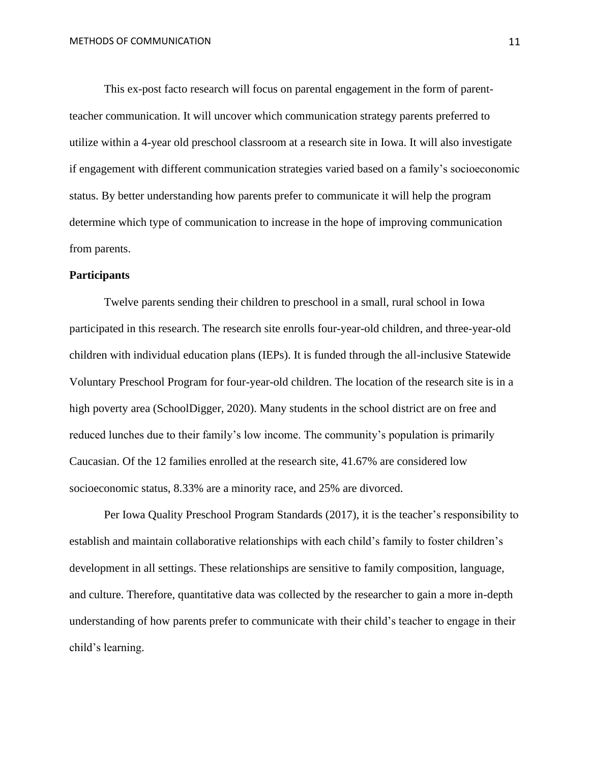This ex-post facto research will focus on parental engagement in the form of parent-teacher communication. It will uncover which communication strategy parents preferred to utilize within a 4-year old preschool classroom at a research site in Iowa. It will also investigate if engagement with different communication strategies varied based on a family's socioeconomic status. By better understanding how parents prefer to communicate it will help the program determine which type of communication to increase in the hope of improving communication from parents.

**Participants**

Twelve parents sending their children to preschool in a small, rural school in Iowa participated in this research. The research site enrolls four-year-old children, and three-year-old children with individual education plans (IEPs). It is funded through the all-inclusive Statewide Voluntary Preschool Program for four-year-old children. The location of the research site is in a high poverty area (SchoolDigger, 2020). Many students in the school district are on free and reduced lunches due to their family's low income. The community's population is primarily Caucasian. Of the 12 families enrolled at the research site, 41.67% are considered low socioeconomic status, 8.33% are a minority race, and 25% are divorced.

Per Iowa Quality Preschool Program Standards (2017), it is the teacher's responsibility to establish and maintain collaborative relationships with each child's family to foster children's development in all settings. These relationships are sensitive to family composition, language, and culture. Therefore, quantitative data was collected by the researcher to gain a more in-depth understanding of how parents prefer to communicate with their child's teacher to engage in their child's learning.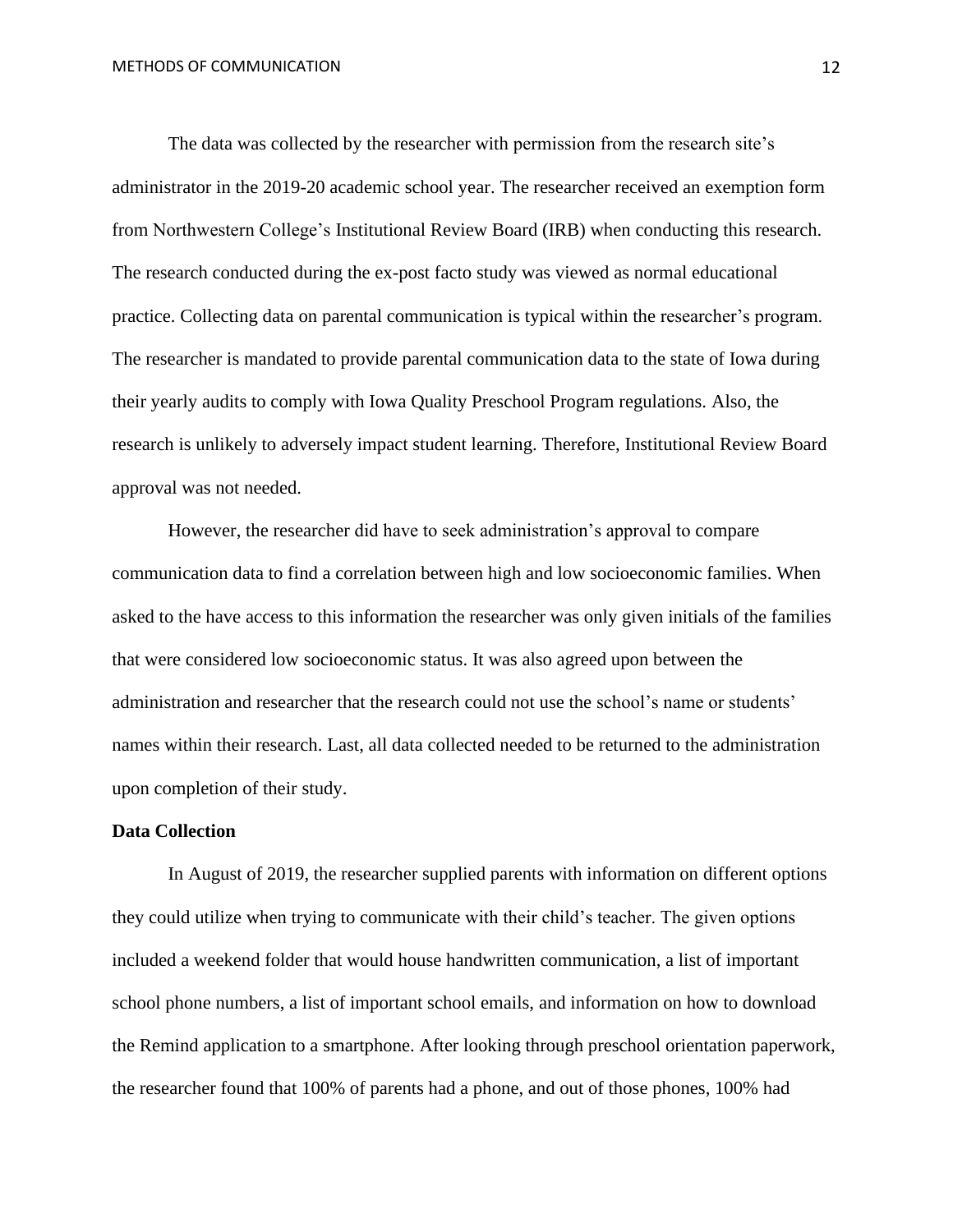The data was collected by the researcher with permission from the research site's administrator in the 2019-20 academic school year. The researcher received an exemption form from Northwestern College's Institutional Review Board (IRB) when conducting this research. The research conducted during the ex-post facto study was viewed as normal educational practice. Collecting data on parental communication is typical within the researcher's program. The researcher is mandated to provide parental communication data to the state of Iowa during their yearly audits to comply with Iowa Quality Preschool Program regulations. Also, the research is unlikely to adversely impact student learning. Therefore, Institutional Review Board approval was not needed.

However, the researcher did have to seek administration's approval to compare communication data to find a correlation between high and low socioeconomic families. When asked to the have access to this information the researcher was only given initials of the families that were considered low socioeconomic status. It was also agreed upon between the administration and researcher that the research could not use the school's name or students' names within their research. Last, all data collected needed to be returned to the administration upon completion of their study.

## Data Collection

In August of 2019, the researcher supplied parents with information on different options they could utilize when trying to communicate with their child's teacher. The given options included a weekend folder that would house handwritten communication, a list of important school phone numbers, a list of important school emails, and information on how to download the Remind application to a smartphone. After looking through preschool orientation paperwork, the researcher found that 100% of parents had a phone, and out of those phones, 100% had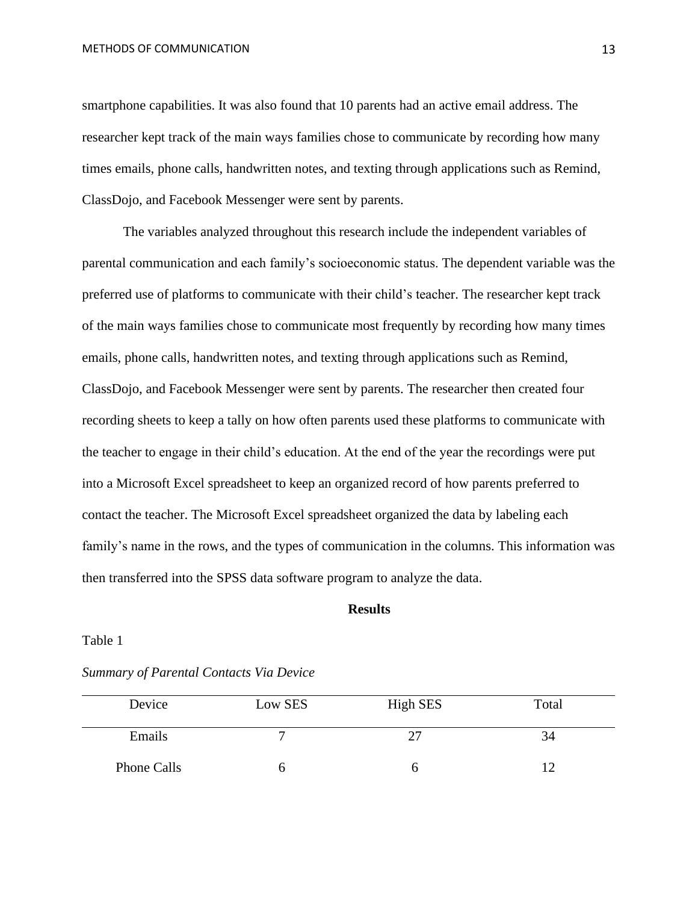smartphone capabilities. It was also found that 10 parents had an active email address. The researcher kept track of the main ways families chose to communicate by recording how many times emails, phone calls, handwritten notes, and texting through applications such as Remind, ClassDojo, and Facebook Messenger were sent by parents.

The variables analyzed throughout this research include the independent variables of parental communication and each family's socioeconomic status. The dependent variable was the preferred use of platforms to communicate with their child's teacher. The researcher kept track of the main ways families chose to communicate most frequently by recording how many times emails, phone calls, handwritten notes, and texting through applications such as Remind, ClassDojo, and Facebook Messenger were sent by parents. The researcher then created four recording sheets to keep a tally on how often parents used these platforms to communicate with the teacher to engage in their child's education. At the end of the year the recordings were put into a Microsoft Excel spreadsheet to keep an organized record of how parents preferred to contact the teacher. The Microsoft Excel spreadsheet organized the data by labeling each family's name in the rows, and the types of communication in the columns. This information was then transferred into the SPSS data software program to analyze the data.

## Results

Table 1

*Summary of Parental Contacts Via Device*

| Device | Low SES | High SES | Total |
|---|---|---|---|
| Emails | 7 | 27 | 34 |
| Phone Calls | 6 | 6 | 12 |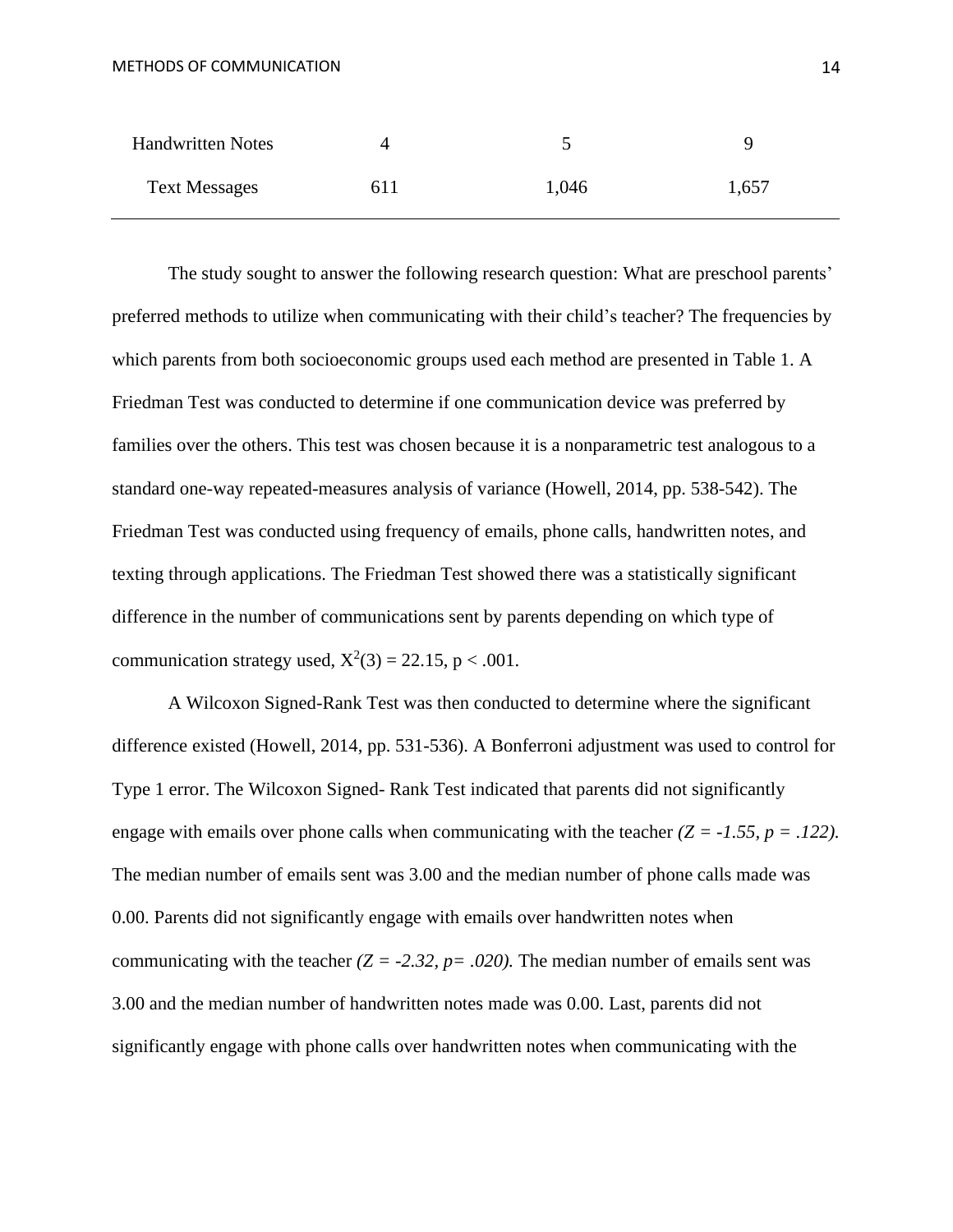| Handwritten Notes | 4 | 5 | 9 |
| --- | --- | --- | --- |
| Text Messages | 611 | 1,046 | 1,657 |

The study sought to answer the following research question: What are preschool parents' preferred methods to utilize when communicating with their child's teacher? The frequencies by which parents from both socioeconomic groups used each method are presented in Table 1. A Friedman Test was conducted to determine if one communication device was preferred by families over the others. This test was chosen because it is a nonparametric test analogous to a standard one-way repeated-measures analysis of variance (Howell, 2014, pp. 538-542). The Friedman Test was conducted using frequency of emails, phone calls, handwritten notes, and texting through applications. The Friedman Test showed there was a statistically significant difference in the number of communications sent by parents depending on which type of communication strategy used, $X^2(3) = 22.15$, $p < .001$.

A Wilcoxon Signed-Rank Test was then conducted to determine where the significant difference existed (Howell, 2014, pp. 531-536). A Bonferroni adjustment was used to control for Type 1 error. The Wilcoxon Signed- Rank Test indicated that parents did not significantly engage with emails over phone calls when communicating with the teacher *($Z = -1.55$, $p = .122$).* The median number of emails sent was 3.00 and the median number of phone calls made was 0.00. Parents did not significantly engage with emails over handwritten notes when communicating with the teacher *($Z = -2.32$, $p = .020$).* The median number of emails sent was 3.00 and the median number of handwritten notes made was 0.00. Last, parents did not significantly engage with phone calls over handwritten notes when communicating with the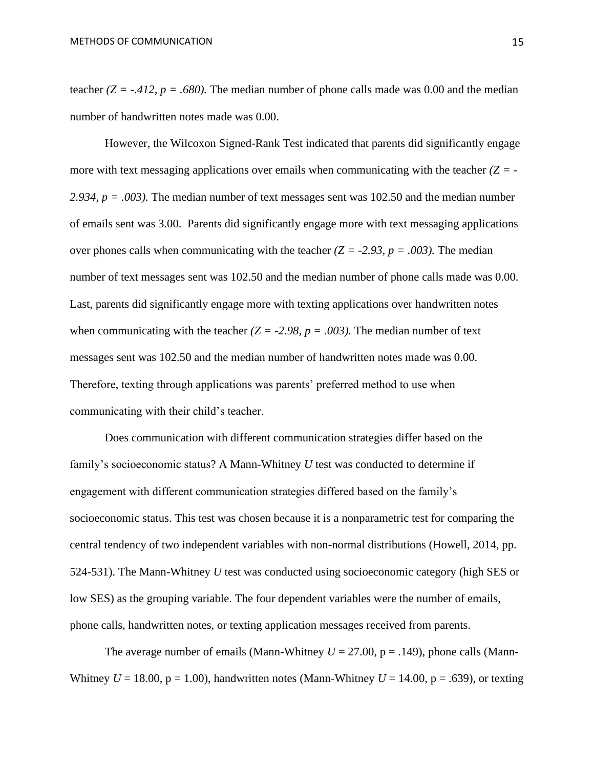teacher *(Z = -.412, p = .680).* The median number of phone calls made was 0.00 and the median number of handwritten notes made was 0.00.

However, the Wilcoxon Signed-Rank Test indicated that parents did significantly engage more with text messaging applications over emails when communicating with the teacher *(Z = -2.934, p = .003).* The median number of text messages sent was 102.50 and the median number of emails sent was 3.00. Parents did significantly engage more with text messaging applications over phones calls when communicating with the teacher *(Z = -2.93, p = .003).* The median number of text messages sent was 102.50 and the median number of phone calls made was 0.00. Last, parents did significantly engage more with texting applications over handwritten notes when communicating with the teacher *(Z = -2.98, p = .003).* The median number of text messages sent was 102.50 and the median number of handwritten notes made was 0.00. Therefore, texting through applications was parents' preferred method to use when communicating with their child's teacher.

Does communication with different communication strategies differ based on the family's socioeconomic status? A Mann-Whitney *U* test was conducted to determine if engagement with different communication strategies differed based on the family's socioeconomic status. This test was chosen because it is a nonparametric test for comparing the central tendency of two independent variables with non-normal distributions (Howell, 2014, pp. 524-531). The Mann-Whitney *U* test was conducted using socioeconomic category (high SES or low SES) as the grouping variable. The four dependent variables were the number of emails, phone calls, handwritten notes, or texting application messages received from parents.

The average number of emails (Mann-Whitney *U* = 27.00, p = .149), phone calls (Mann-Whitney *U* = 18.00, p = 1.00), handwritten notes (Mann-Whitney *U* = 14.00, p = .639), or texting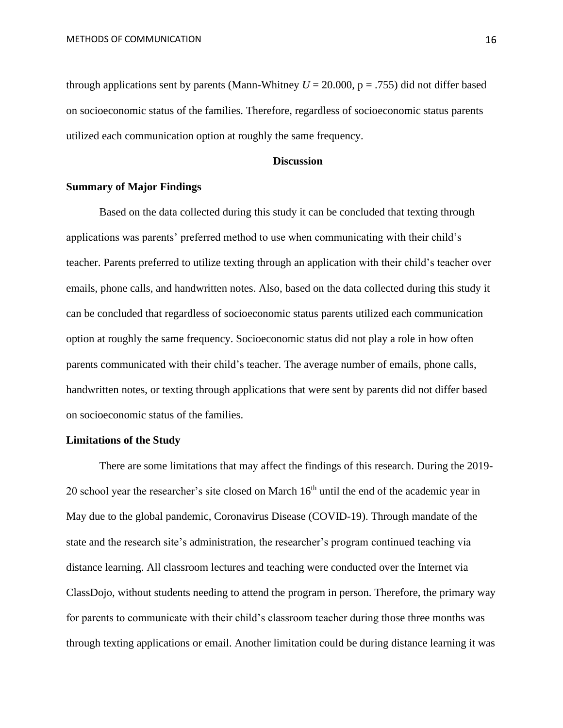through applications sent by parents (Mann-Whitney $U = 20.000$, $p = .755$) did not differ based on socioeconomic status of the families. Therefore, regardless of socioeconomic status parents utilized each communication option at roughly the same frequency.

## Discussion

### Summary of Major Findings

Based on the data collected during this study it can be concluded that texting through applications was parents' preferred method to use when communicating with their child's teacher. Parents preferred to utilize texting through an application with their child's teacher over emails, phone calls, and handwritten notes. Also, based on the data collected during this study it can be concluded that regardless of socioeconomic status parents utilized each communication option at roughly the same frequency. Socioeconomic status did not play a role in how often parents communicated with their child's teacher. The average number of emails, phone calls, handwritten notes, or texting through applications that were sent by parents did not differ based on socioeconomic status of the families.

### Limitations of the Study

There are some limitations that may affect the findings of this research. During the 2019-20 school year the researcher's site closed on March 16th until the end of the academic year in May due to the global pandemic, Coronavirus Disease (COVID-19). Through mandate of the state and the research site's administration, the researcher's program continued teaching via distance learning. All classroom lectures and teaching were conducted over the Internet via ClassDojo, without students needing to attend the program in person. Therefore, the primary way for parents to communicate with their child's classroom teacher during those three months was through texting applications or email. Another limitation could be during distance learning it was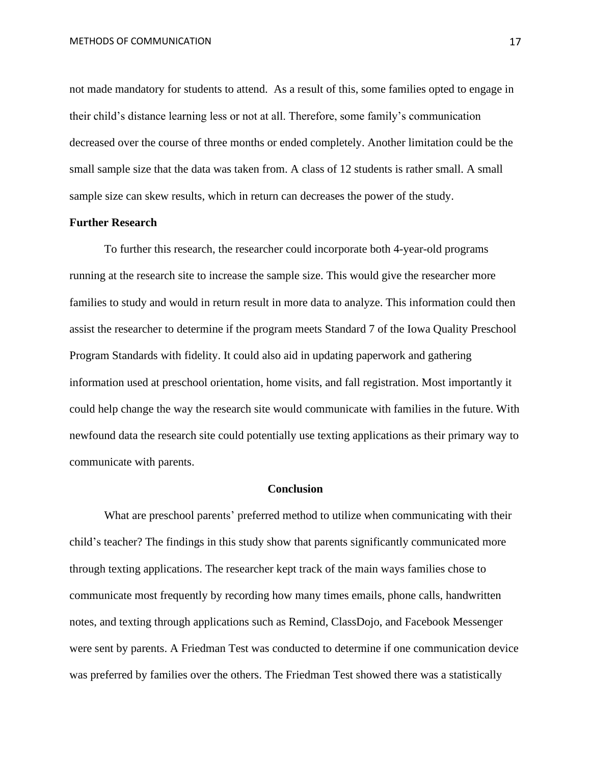not made mandatory for students to attend.  As a result of this, some families opted to engage in their child's distance learning less or not at all. Therefore, some family's communication decreased over the course of three months or ended completely. Another limitation could be the small sample size that the data was taken from. A class of 12 students is rather small. A small sample size can skew results, which in return can decreases the power of the study.

**Further Research**

To further this research, the researcher could incorporate both 4-year-old programs running at the research site to increase the sample size. This would give the researcher more families to study and would in return result in more data to analyze. This information could then assist the researcher to determine if the program meets Standard 7 of the Iowa Quality Preschool Program Standards with fidelity. It could also aid in updating paperwork and gathering information used at preschool orientation, home visits, and fall registration. Most importantly it could help change the way the research site would communicate with families in the future. With newfound data the research site could potentially use texting applications as their primary way to communicate with parents.

## Conclusion

What are preschool parents' preferred method to utilize when communicating with their child's teacher? The findings in this study show that parents significantly communicated more through texting applications. The researcher kept track of the main ways families chose to communicate most frequently by recording how many times emails, phone calls, handwritten notes, and texting through applications such as Remind, ClassDojo, and Facebook Messenger were sent by parents. A Friedman Test was conducted to determine if one communication device was preferred by families over the others. The Friedman Test showed there was a statistically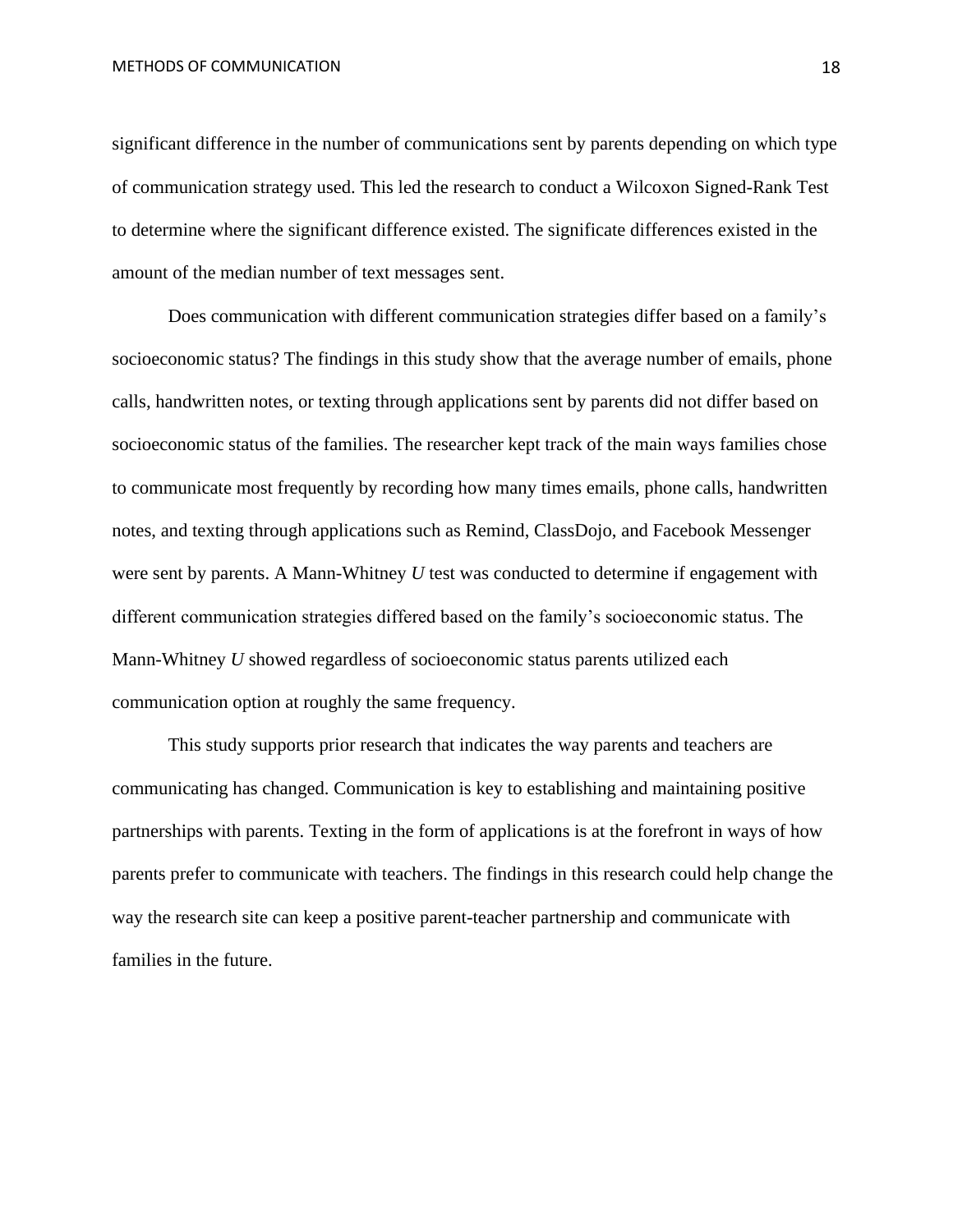significant difference in the number of communications sent by parents depending on which type of communication strategy used. This led the research to conduct a Wilcoxon Signed-Rank Test to determine where the significant difference existed. The significate differences existed in the amount of the median number of text messages sent.

Does communication with different communication strategies differ based on a family's socioeconomic status? The findings in this study show that the average number of emails, phone calls, handwritten notes, or texting through applications sent by parents did not differ based on socioeconomic status of the families. The researcher kept track of the main ways families chose to communicate most frequently by recording how many times emails, phone calls, handwritten notes, and texting through applications such as Remind, ClassDojo, and Facebook Messenger were sent by parents. A Mann-Whitney *U* test was conducted to determine if engagement with different communication strategies differed based on the family's socioeconomic status. The Mann-Whitney *U* showed regardless of socioeconomic status parents utilized each communication option at roughly the same frequency.

This study supports prior research that indicates the way parents and teachers are communicating has changed. Communication is key to establishing and maintaining positive partnerships with parents. Texting in the form of applications is at the forefront in ways of how parents prefer to communicate with teachers. The findings in this research could help change the way the research site can keep a positive parent-teacher partnership and communicate with families in the future.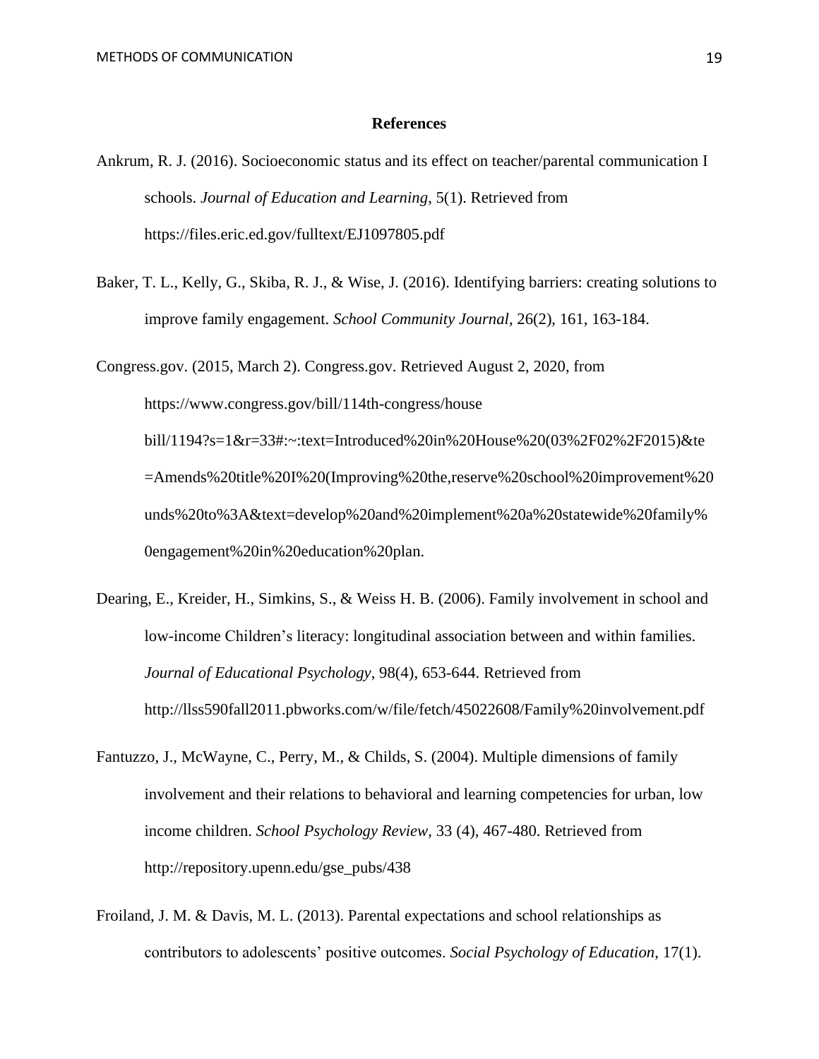**References**

Ankrum, R. J. (2016). Socioeconomic status and its effect on teacher/parental communication I schools. *Journal of Education and Learning*, 5(1). Retrieved from https://files.eric.ed.gov/fulltext/EJ1097805.pdf

Baker, T. L., Kelly, G., Skiba, R. J., & Wise, J. (2016). Identifying barriers: creating solutions to improve family engagement. *School Community Journal*, 26(2), 161, 163-184.

Congress.gov. (2015, March 2). Congress.gov. Retrieved August 2, 2020, from https://www.congress.gov/bill/114th-congress/house bill/1194?s=1&r=33#:~:text=Introduced%20in%20House%20(03%2F02%2F2015)&te =Amends%20title%20I%20(Improving%20the,reserve%20school%20improvement%20 unds%20to%3A&text=develop%20and%20implement%20a%20statewide%20family% 0engagement%20in%20education%20plan.

Dearing, E., Kreider, H., Simkins, S., & Weiss H. B. (2006). Family involvement in school and low-income Children's literacy: longitudinal association between and within families. *Journal of Educational Psychology*, 98(4), 653-644. Retrieved from http://llss590fall2011.pbworks.com/w/file/fetch/45022608/Family%20involvement.pdf

Fantuzzo, J., McWayne, C., Perry, M., & Childs, S. (2004). Multiple dimensions of family involvement and their relations to behavioral and learning competencies for urban, low income children. *School Psychology Review*, 33 (4), 467-480. Retrieved from http://repository.upenn.edu/gse_pubs/438

Froiland, J. M. & Davis, M. L. (2013). Parental expectations and school relationships as contributors to adolescents' positive outcomes. *Social Psychology of Education*, 17(1).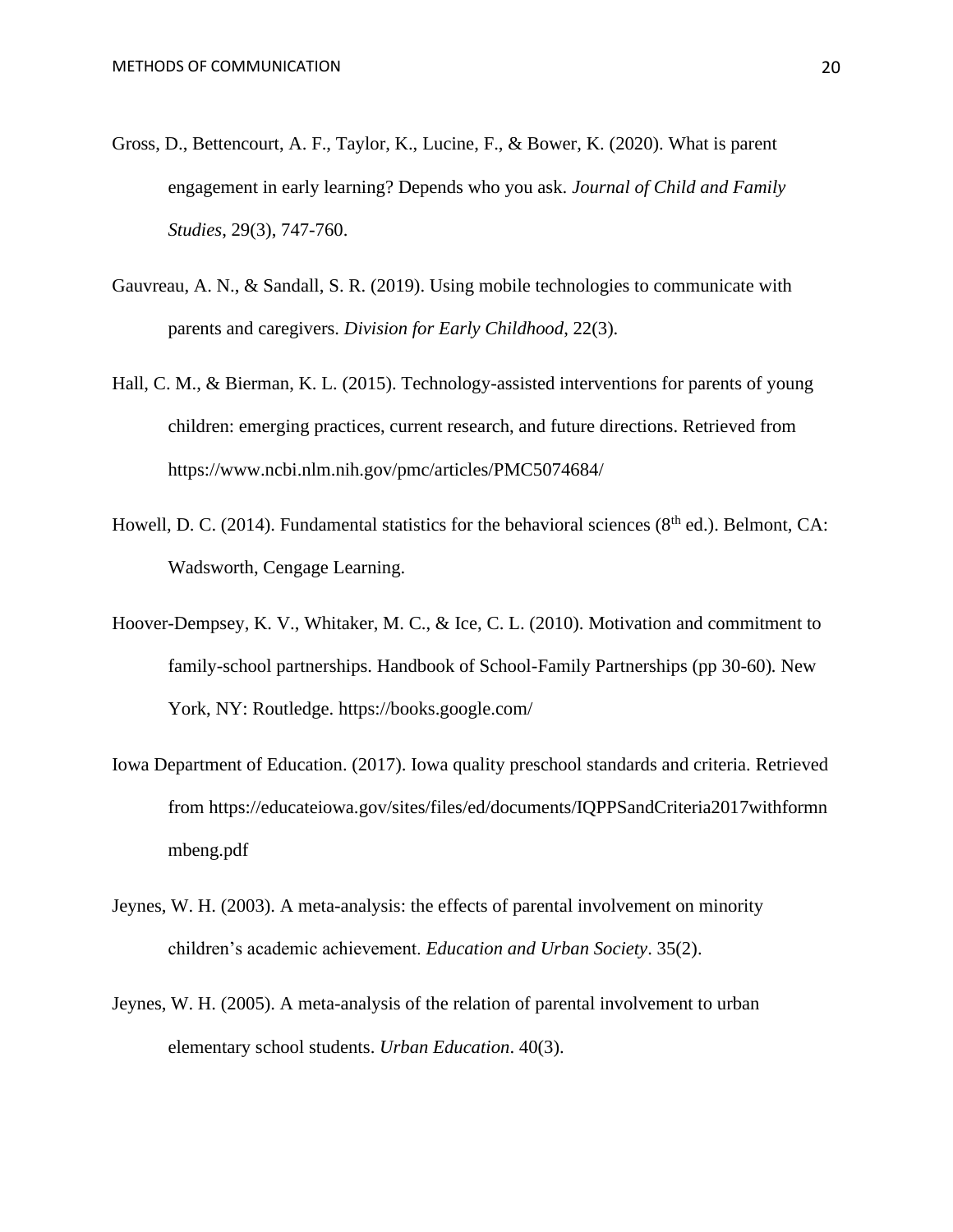Gross, D., Bettencourt, A. F., Taylor, K., Lucine, F., & Bower, K. (2020). What is parent engagement in early learning? Depends who you ask. *Journal of Child and Family Studies*, 29(3), 747-760.

Gauvreau, A. N., & Sandall, S. R. (2019). Using mobile technologies to communicate with parents and caregivers. *Division for Early Childhood*, 22(3).

Hall, C. M., & Bierman, K. L. (2015). Technology-assisted interventions for parents of young children: emerging practices, current research, and future directions. Retrieved from https://www.ncbi.nlm.nih.gov/pmc/articles/PMC5074684/

Howell, D. C. (2014). Fundamental statistics for the behavioral sciences (8th ed.). Belmont, CA: Wadsworth, Cengage Learning.

Hoover-Dempsey, K. V., Whitaker, M. C., & Ice, C. L. (2010). Motivation and commitment to family-school partnerships. Handbook of School-Family Partnerships (pp 30-60). New York, NY: Routledge. https://books.google.com/

Iowa Department of Education. (2017). Iowa quality preschool standards and criteria. Retrieved from https://educateiowa.gov/sites/files/ed/documents/IQPPSandCriteria2017withformnmbeng.pdf

Jeynes, W. H. (2003). A meta-analysis: the effects of parental involvement on minority children's academic achievement. *Education and Urban Society*. 35(2).

Jeynes, W. H. (2005). A meta-analysis of the relation of parental involvement to urban elementary school students. *Urban Education*. 40(3).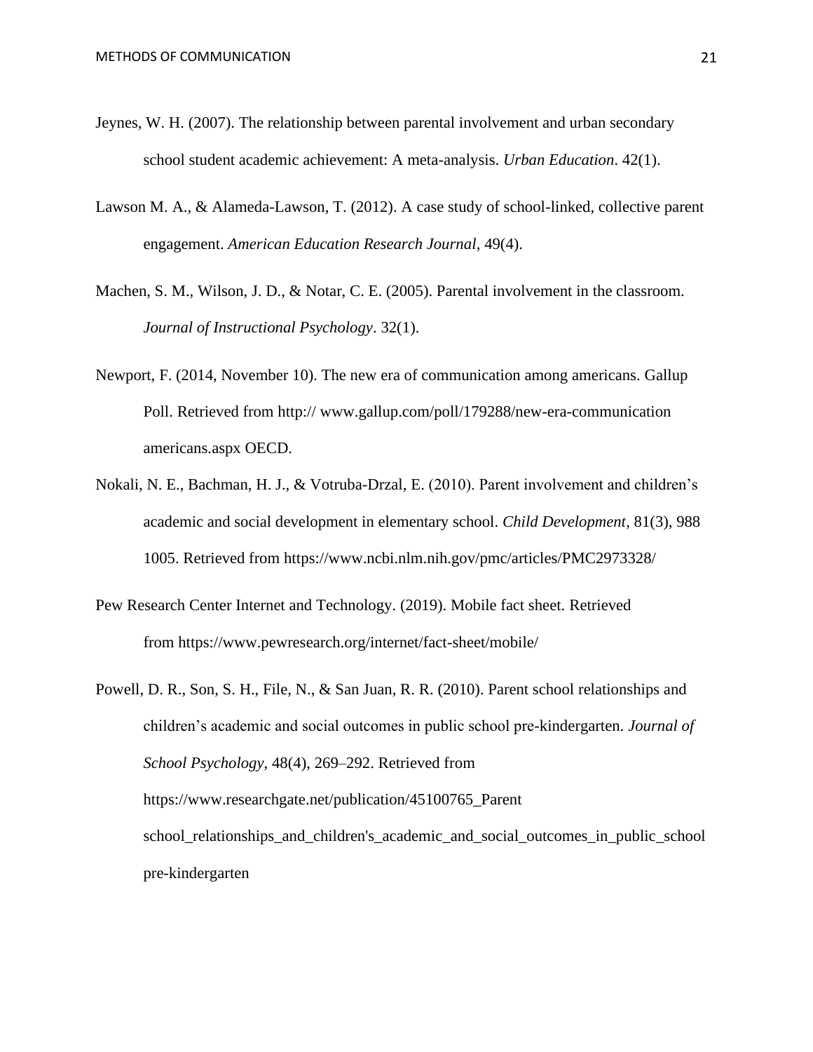Jeynes, W. H. (2007). The relationship between parental involvement and urban secondary school student academic achievement: A meta-analysis. *Urban Education*. 42(1).

Lawson M. A., & Alameda-Lawson, T. (2012). A case study of school-linked, collective parent engagement. *American Education Research Journal*, 49(4).

Machen, S. M., Wilson, J. D., & Notar, C. E. (2005). Parental involvement in the classroom. *Journal of Instructional Psychology*. 32(1).

Newport, F. (2014, November 10). The new era of communication among americans. Gallup Poll. Retrieved from http:// www.gallup.com/poll/179288/new-era-communication americans.aspx OECD.

Nokali, N. E., Bachman, H. J., & Votruba-Drzal, E. (2010). Parent involvement and children's academic and social development in elementary school. *Child Development*, 81(3), 988 1005. Retrieved from https://www.ncbi.nlm.nih.gov/pmc/articles/PMC2973328/

Pew Research Center Internet and Technology. (2019). Mobile fact sheet. Retrieved from https://www.pewresearch.org/internet/fact-sheet/mobile/

Powell, D. R., Son, S. H., File, N., & San Juan, R. R. (2010). Parent school relationships and children's academic and social outcomes in public school pre-kindergarten. *Journal of School Psychology*, 48(4), 269–292. Retrieved from https://www.researchgate.net/publication/45100765_Parent school_relationships_and_children's_academic_and_social_outcomes_in_public_school pre-kindergarten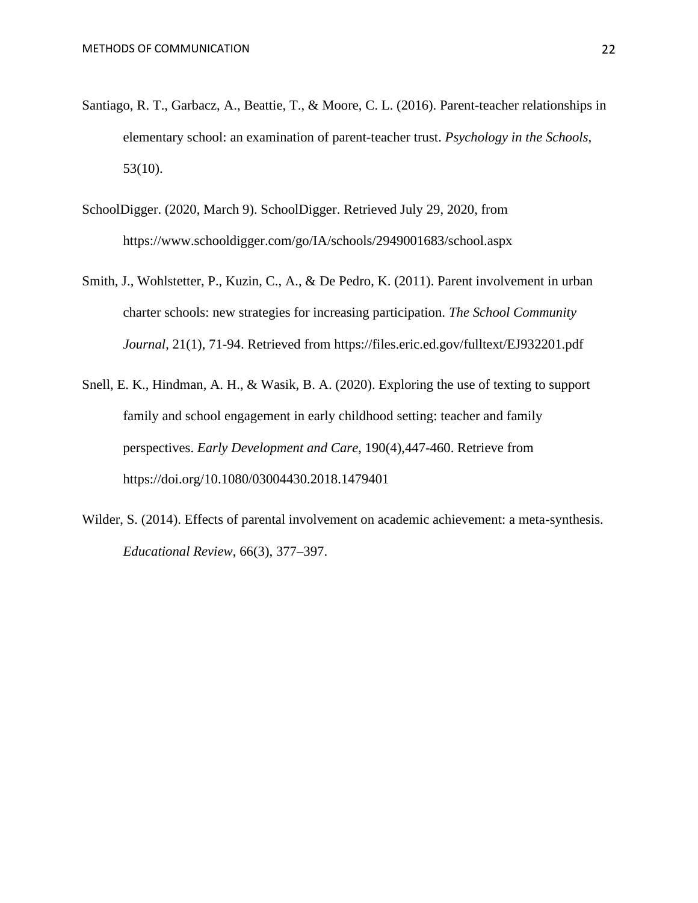Santiago, R. T., Garbacz, A., Beattie, T., & Moore, C. L. (2016). Parent-teacher relationships in elementary school: an examination of parent-teacher trust. *Psychology in the Schools*, 53(10).

SchoolDigger. (2020, March 9). SchoolDigger. Retrieved July 29, 2020, from https://www.schooldigger.com/go/IA/schools/2949001683/school.aspx

Smith, J., Wohlstetter, P., Kuzin, C., A., & De Pedro, K. (2011). Parent involvement in urban charter schools: new strategies for increasing participation. *The School Community Journal*, 21(1), 71-94. Retrieved from https://files.eric.ed.gov/fulltext/EJ932201.pdf

Snell, E. K., Hindman, A. H., & Wasik, B. A. (2020). Exploring the use of texting to support family and school engagement in early childhood setting: teacher and family perspectives. *Early Development and Care*, 190(4),447-460. Retrieve from https://doi.org/10.1080/03004430.2018.1479401

Wilder, S. (2014). Effects of parental involvement on academic achievement: a meta-synthesis. *Educational Review*, 66(3), 377–397.